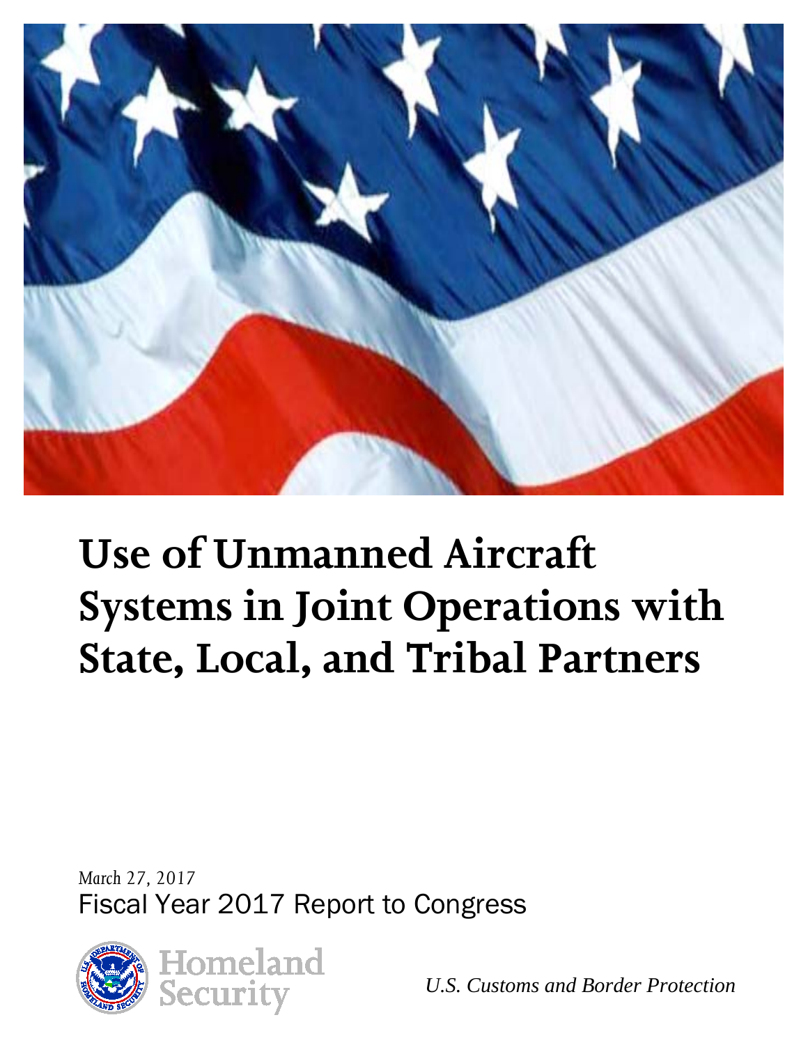# Use of Unmanned Aircraft Systems in Joint Operations with State, Local, and Tribal Partners

March 27, 2017

Fiscal Year 2017 Report to Congress

Homeland Security

*U.S. Customs and Border Protection*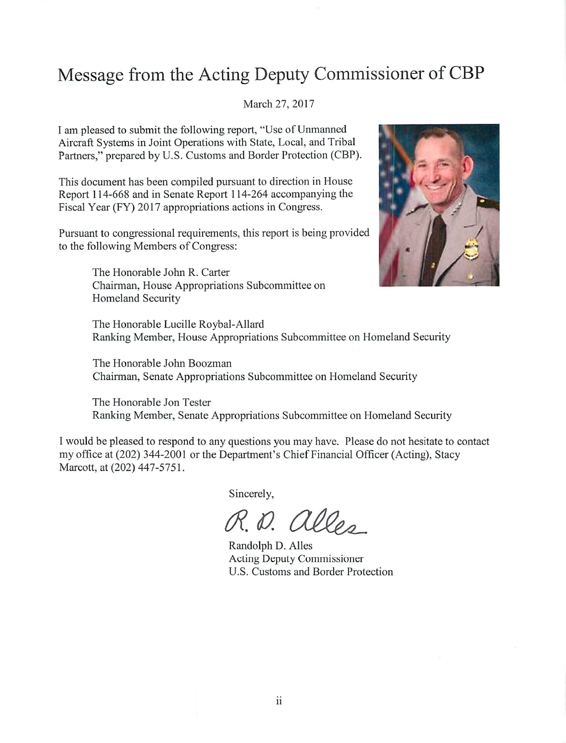# Message from the Acting Deputy Commissioner of CBP

March 27, 2017

I am pleased to submit the following report, "Use of Unmanned Aircraft Systems in Joint Operations with State, Local, and Tribal Partners," prepared by U.S. Customs and Border Protection (CBP).

This document has been compiled pursuant to direction in House Report 114-668 and in Senate Report 114-264 accompanying the Fiscal Year (FY) 2017 appropriations actions in Congress.

Pursuant to congressional requirements, this report is being provided to the following Members of Congress:

> The Honorable John R. Carter
> Chairman, House Appropriations Subcommittee on Homeland Security
>
> The Honorable Lucille Roybal-Allard
> Ranking Member, House Appropriations Subcommittee on Homeland Security
>
> The Honorable John Boozman
> Chairman, Senate Appropriations Subcommittee on Homeland Security
>
> The Honorable Jon Tester
> Ranking Member, Senate Appropriations Subcommittee on Homeland Security

I would be pleased to respond to any questions you may have. Please do not hesitate to contact my office at (202) 344-2001 or the Department's Chief Financial Officer (Acting), Stacy Marcott, at (202) 447-5751.

Sincerely,

R. D. Alles

Randolph D. Alles
Acting Deputy Commissioner
U.S. Customs and Border Protection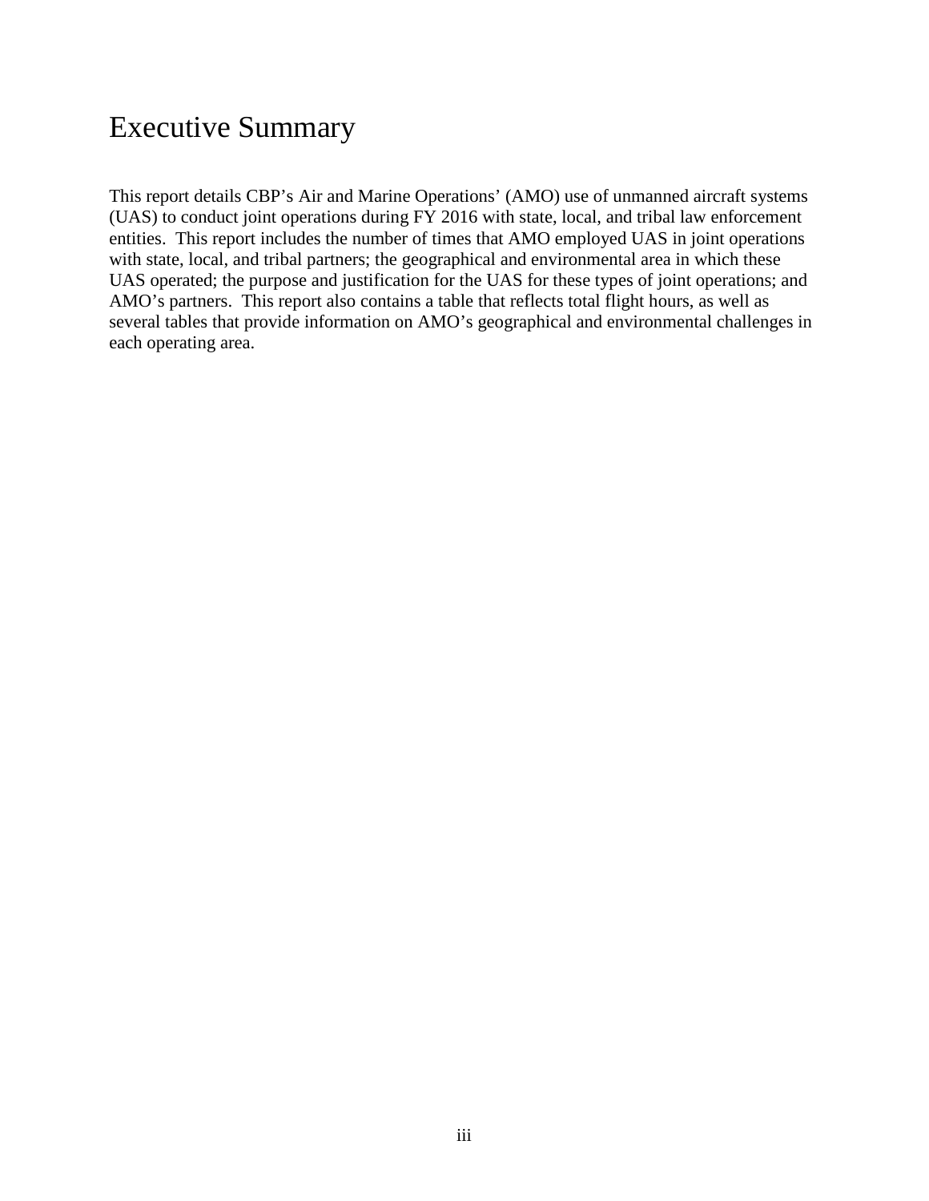# Executive Summary

This report details CBP's Air and Marine Operations' (AMO) use of unmanned aircraft systems (UAS) to conduct joint operations during FY 2016 with state, local, and tribal law enforcement entities. This report includes the number of times that AMO employed UAS in joint operations with state, local, and tribal partners; the geographical and environmental area in which these UAS operated; the purpose and justification for the UAS for these types of joint operations; and AMO's partners. This report also contains a table that reflects total flight hours, as well as several tables that provide information on AMO's geographical and environmental challenges in each operating area.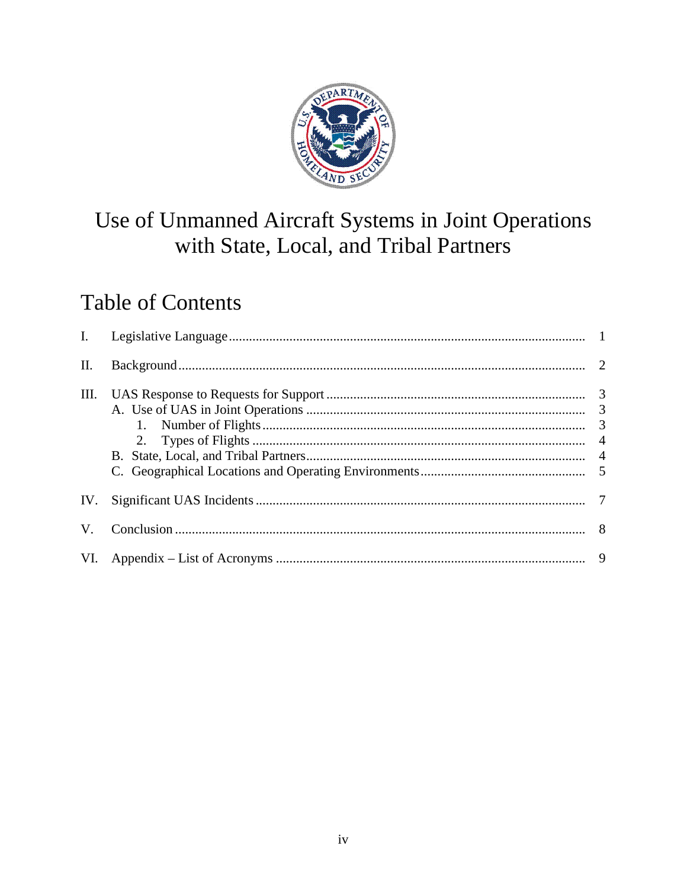# Use of Unmanned Aircraft Systems in Joint Operations with State, Local, and Tribal Partners

## Table of Contents

| | | |
|---|---|---|
| I. | Legislative Language | 1 |
| II. | Background | 2 |
| III. | UAS Response to Requests for Support | 3 |
| | A. Use of UAS in Joint Operations | 3 |
| | 1. Number of Flights | 3 |
| | 2. Types of Flights | 4 |
| | B. State, Local, and Tribal Partners | 4 |
| | C. Geographical Locations and Operating Environments | 5 |
| IV. | Significant UAS Incidents | 7 |
| V. | Conclusion | 8 |
| VI. | Appendix – List of Acronyms | 9 |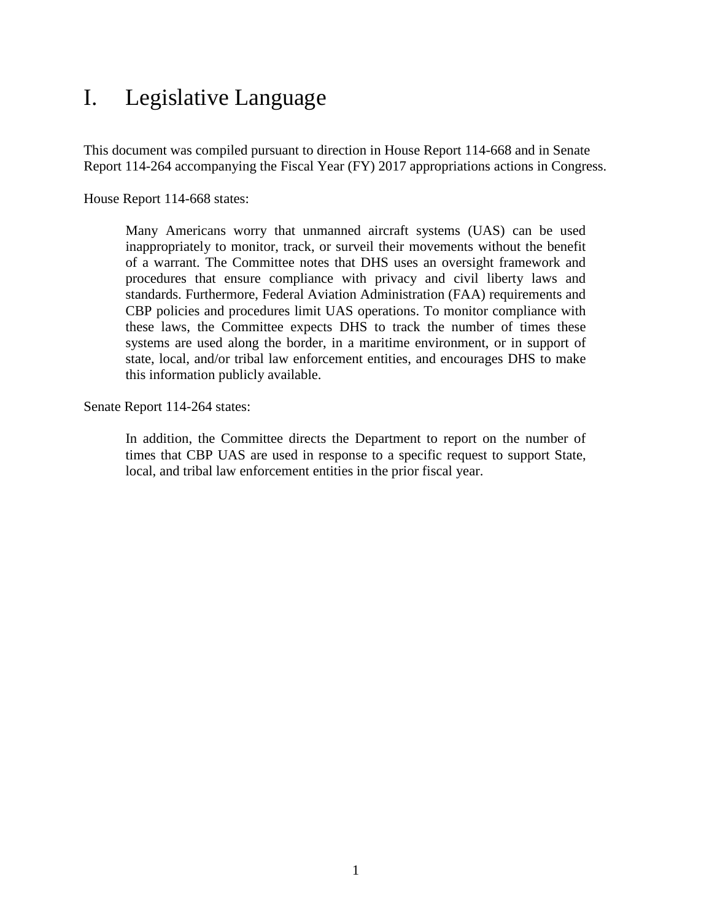# I. Legislative Language

This document was compiled pursuant to direction in House Report 114-668 and in Senate Report 114-264 accompanying the Fiscal Year (FY) 2017 appropriations actions in Congress.

House Report 114-668 states:

> Many Americans worry that unmanned aircraft systems (UAS) can be used inappropriately to monitor, track, or surveil their movements without the benefit of a warrant. The Committee notes that DHS uses an oversight framework and procedures that ensure compliance with privacy and civil liberty laws and standards. Furthermore, Federal Aviation Administration (FAA) requirements and CBP policies and procedures limit UAS operations. To monitor compliance with these laws, the Committee expects DHS to track the number of times these systems are used along the border, in a maritime environment, or in support of state, local, and/or tribal law enforcement entities, and encourages DHS to make this information publicly available.

Senate Report 114-264 states:

> In addition, the Committee directs the Department to report on the number of times that CBP UAS are used in response to a specific request to support State, local, and tribal law enforcement entities in the prior fiscal year.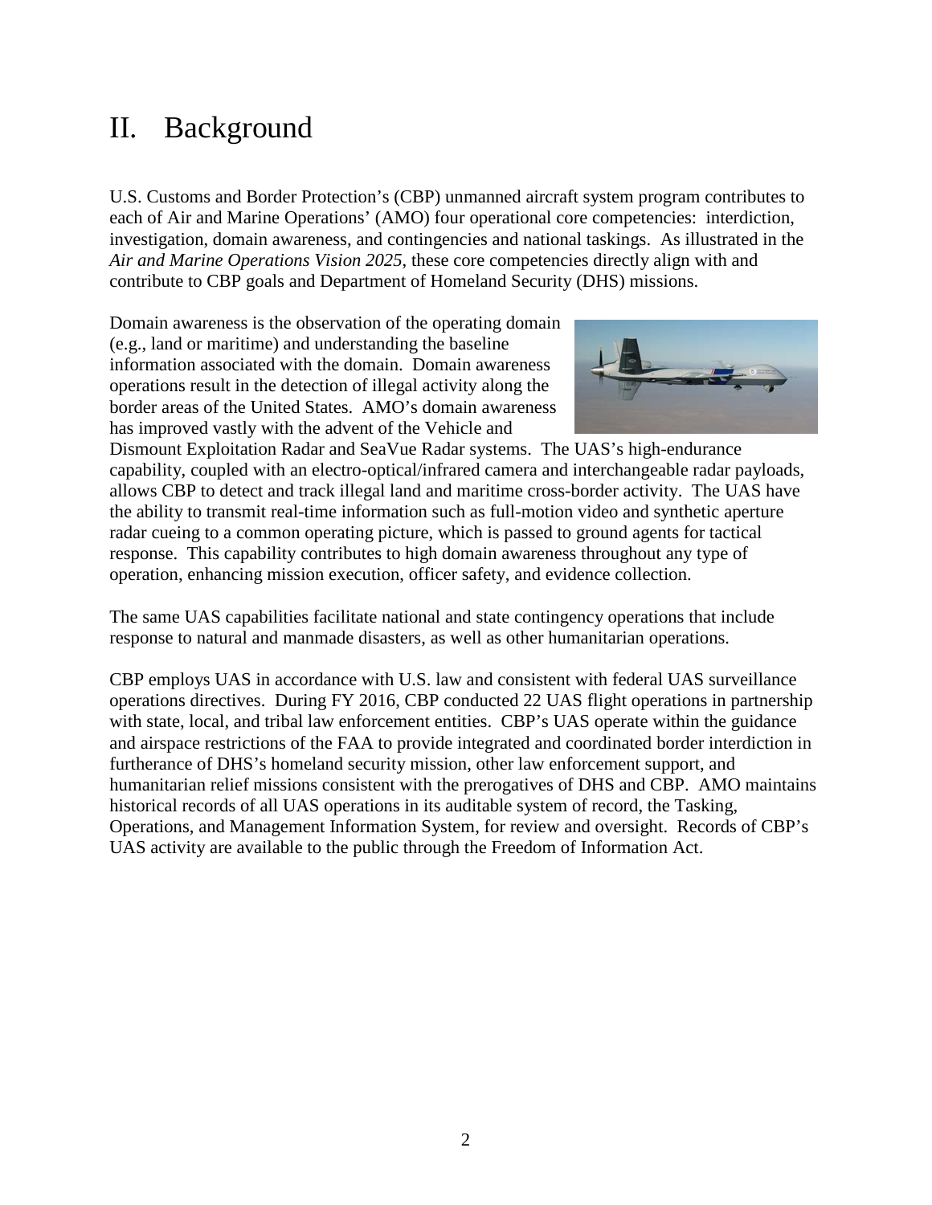# II. Background

U.S. Customs and Border Protection's (CBP) unmanned aircraft system program contributes to each of Air and Marine Operations' (AMO) four operational core competencies: interdiction, investigation, domain awareness, and contingencies and national taskings. As illustrated in the *Air and Marine Operations Vision 2025*, these core competencies directly align with and contribute to CBP goals and Department of Homeland Security (DHS) missions.

Domain awareness is the observation of the operating domain (e.g., land or maritime) and understanding the baseline information associated with the domain. Domain awareness operations result in the detection of illegal activity along the border areas of the United States. AMO's domain awareness has improved vastly with the advent of the Vehicle and Dismount Exploitation Radar and SeaVue Radar systems. The UAS's high-endurance capability, coupled with an electro-optical/infrared camera and interchangeable radar payloads, allows CBP to detect and track illegal land and maritime cross-border activity. The UAS have the ability to transmit real-time information such as full-motion video and synthetic aperture radar cueing to a common operating picture, which is passed to ground agents for tactical response. This capability contributes to high domain awareness throughout any type of operation, enhancing mission execution, officer safety, and evidence collection.

The same UAS capabilities facilitate national and state contingency operations that include response to natural and manmade disasters, as well as other humanitarian operations.

CBP employs UAS in accordance with U.S. law and consistent with federal UAS surveillance operations directives. During FY 2016, CBP conducted 22 UAS flight operations in partnership with state, local, and tribal law enforcement entities. CBP's UAS operate within the guidance and airspace restrictions of the FAA to provide integrated and coordinated border interdiction in furtherance of DHS's homeland security mission, other law enforcement support, and humanitarian relief missions consistent with the prerogatives of DHS and CBP. AMO maintains historical records of all UAS operations in its auditable system of record, the Tasking, Operations, and Management Information System, for review and oversight. Records of CBP's UAS activity are available to the public through the Freedom of Information Act.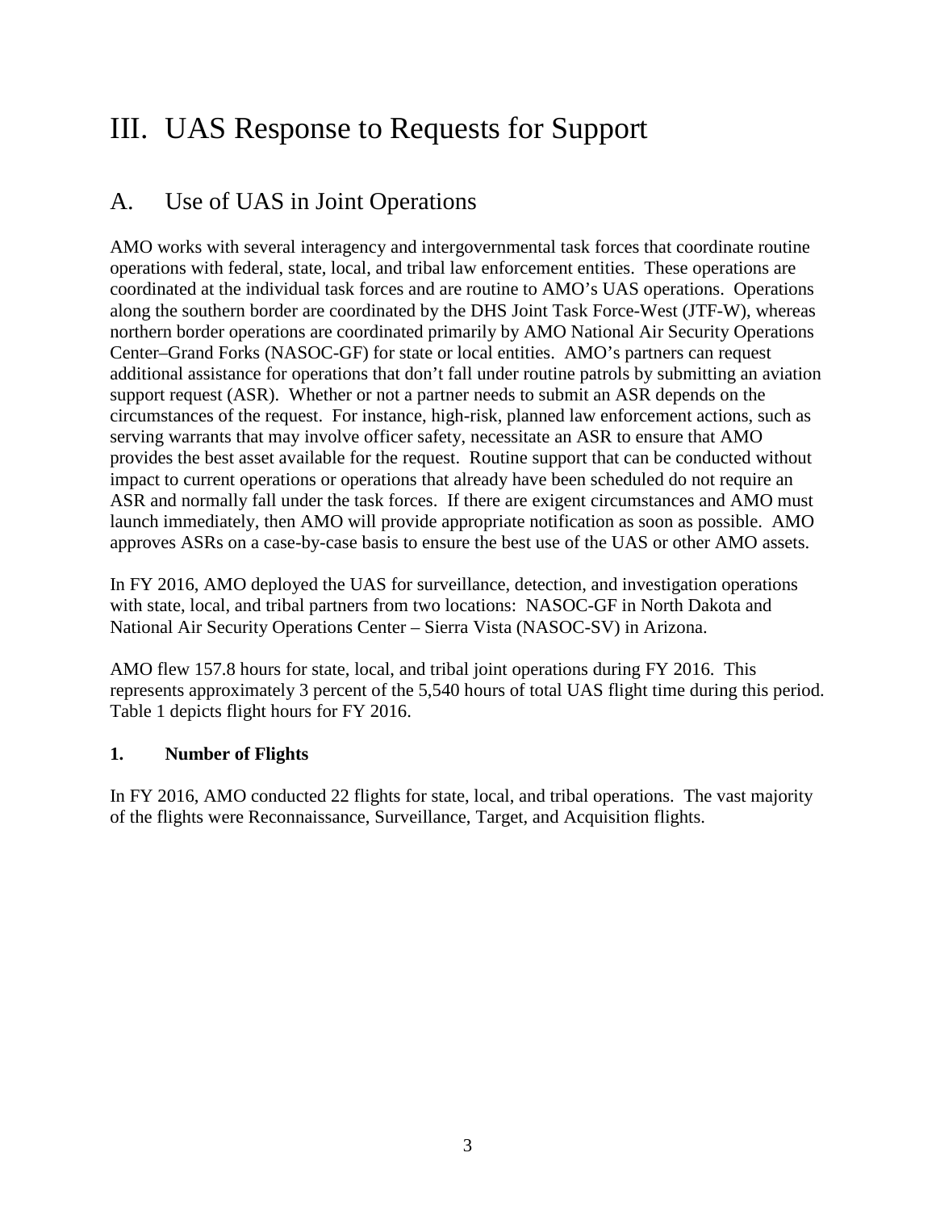# III. UAS Response to Requests for Support

## A. Use of UAS in Joint Operations

AMO works with several interagency and intergovernmental task forces that coordinate routine operations with federal, state, local, and tribal law enforcement entities. These operations are coordinated at the individual task forces and are routine to AMO's UAS operations. Operations along the southern border are coordinated by the DHS Joint Task Force-West (JTF-W), whereas northern border operations are coordinated primarily by AMO National Air Security Operations Center–Grand Forks (NASOC-GF) for state or local entities. AMO's partners can request additional assistance for operations that don't fall under routine patrols by submitting an aviation support request (ASR). Whether or not a partner needs to submit an ASR depends on the circumstances of the request. For instance, high-risk, planned law enforcement actions, such as serving warrants that may involve officer safety, necessitate an ASR to ensure that AMO provides the best asset available for the request. Routine support that can be conducted without impact to current operations or operations that already have been scheduled do not require an ASR and normally fall under the task forces. If there are exigent circumstances and AMO must launch immediately, then AMO will provide appropriate notification as soon as possible. AMO approves ASRs on a case-by-case basis to ensure the best use of the UAS or other AMO assets.

In FY 2016, AMO deployed the UAS for surveillance, detection, and investigation operations with state, local, and tribal partners from two locations: NASOC-GF in North Dakota and National Air Security Operations Center – Sierra Vista (NASOC-SV) in Arizona.

AMO flew 157.8 hours for state, local, and tribal joint operations during FY 2016. This represents approximately 3 percent of the 5,540 hours of total UAS flight time during this period. Table 1 depicts flight hours for FY 2016.

### 1. Number of Flights

In FY 2016, AMO conducted 22 flights for state, local, and tribal operations. The vast majority of the flights were Reconnaissance, Surveillance, Target, and Acquisition flights.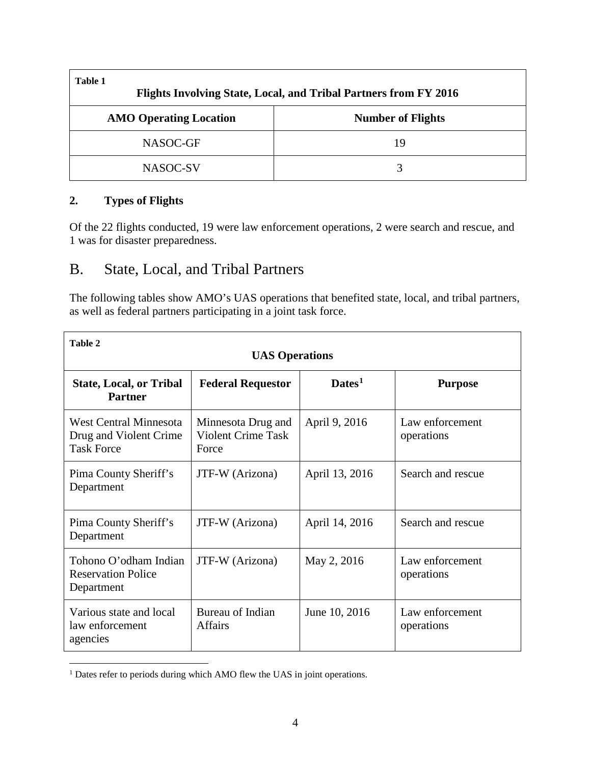| Table 1<br>**Flights Involving State, Local, and Tribal Partners from FY 2016** | |
|---|---|
| **AMO Operating Location** | **Number of Flights** |
| NASOC-GF | 19 |
| NASOC-SV | 3 |

**2. Types of Flights**

Of the 22 flights conducted, 19 were law enforcement operations, 2 were search and rescue, and 1 was for disaster preparedness.

## B. State, Local, and Tribal Partners

The following tables show AMO's UAS operations that benefited state, local, and tribal partners, as well as federal partners participating in a joint task force.

| Table 2<br>**UAS Operations** | | | |
|---|---|---|---|
| **State, Local, or Tribal Partner** | **Federal Requestor** | **Dates**[1] | **Purpose** |
| West Central Minnesota Drug and Violent Crime Task Force | Minnesota Drug and Violent Crime Task Force | April 9, 2016 | Law enforcement operations |
| Pima County Sheriff's Department | JTF-W (Arizona) | April 13, 2016 | Search and rescue |
| Pima County Sheriff's Department | JTF-W (Arizona) | April 14, 2016 | Search and rescue |
| Tohono O'odham Indian Reservation Police Department | JTF-W (Arizona) | May 2, 2016 | Law enforcement operations |
| Various state and local law enforcement agencies | Bureau of Indian Affairs | June 10, 2016 | Law enforcement operations |

[1] Dates refer to periods during which AMO flew the UAS in joint operations.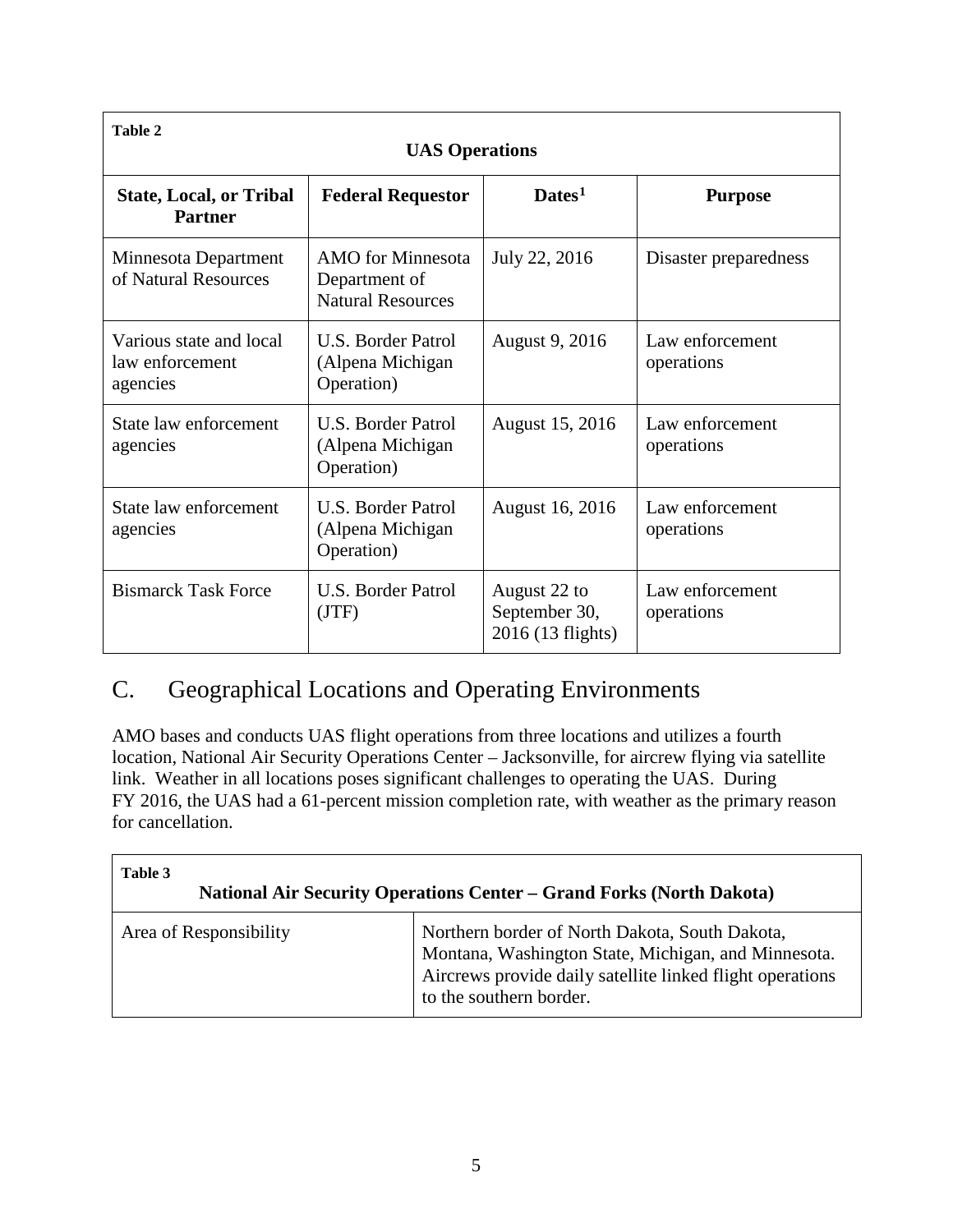**Table 2**

**UAS Operations**

| State, Local, or Tribal Partner | Federal Requestor | Dates[1] | Purpose |
|---|---|---|---|
| Minnesota Department of Natural Resources | AMO for Minnesota Department of Natural Resources | July 22, 2016 | Disaster preparedness |
| Various state and local law enforcement agencies | U.S. Border Patrol (Alpena Michigan Operation) | August 9, 2016 | Law enforcement operations |
| State law enforcement agencies | U.S. Border Patrol (Alpena Michigan Operation) | August 15, 2016 | Law enforcement operations |
| State law enforcement agencies | U.S. Border Patrol (Alpena Michigan Operation) | August 16, 2016 | Law enforcement operations |
| Bismarck Task Force | U.S. Border Patrol (JTF) | August 22 to September 30, 2016 (13 flights) | Law enforcement operations |

## C. Geographical Locations and Operating Environments

AMO bases and conducts UAS flight operations from three locations and utilizes a fourth location, National Air Security Operations Center – Jacksonville, for aircrew flying via satellite link. Weather in all locations poses significant challenges to operating the UAS. During FY 2016, the UAS had a 61-percent mission completion rate, with weather as the primary reason for cancellation.

**Table 3**

**National Air Security Operations Center – Grand Forks (North Dakota)**

| | |
|---|---|
| Area of Responsibility | Northern border of North Dakota, South Dakota, Montana, Washington State, Michigan, and Minnesota. Aircrews provide daily satellite linked flight operations to the southern border. |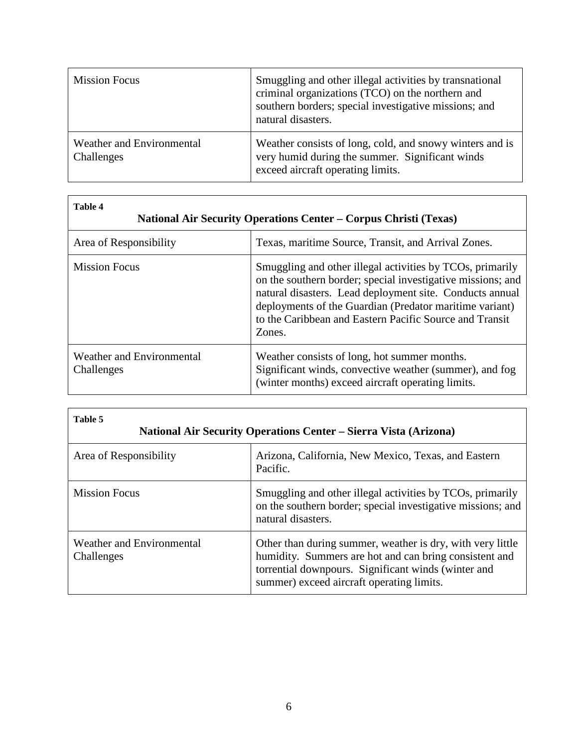| | |
|---|---|
| Mission Focus | Smuggling and other illegal activities by transnational criminal organizations (TCO) on the northern and southern borders; special investigative missions; and natural disasters. |
| Weather and Environmental Challenges | Weather consists of long, cold, and snowy winters and is very humid during the summer. Significant winds exceed aircraft operating limits. |

| **Table 4**<br>**National Air Security Operations Center – Corpus Christi (Texas)** | |
|---|---|
| Area of Responsibility | Texas, maritime Source, Transit, and Arrival Zones. |
| Mission Focus | Smuggling and other illegal activities by TCOs, primarily on the southern border; special investigative missions; and natural disasters. Lead deployment site. Conducts annual deployments of the Guardian (Predator maritime variant) to the Caribbean and Eastern Pacific Source and Transit Zones. |
| Weather and Environmental Challenges | Weather consists of long, hot summer months. Significant winds, convective weather (summer), and fog (winter months) exceed aircraft operating limits. |

| **Table 5**<br>**National Air Security Operations Center – Sierra Vista (Arizona)** | |
|---|---|
| Area of Responsibility | Arizona, California, New Mexico, Texas, and Eastern Pacific. |
| Mission Focus | Smuggling and other illegal activities by TCOs, primarily on the southern border; special investigative missions; and natural disasters. |
| Weather and Environmental Challenges | Other than during summer, weather is dry, with very little humidity. Summers are hot and can bring consistent and torrential downpours. Significant winds (winter and summer) exceed aircraft operating limits. |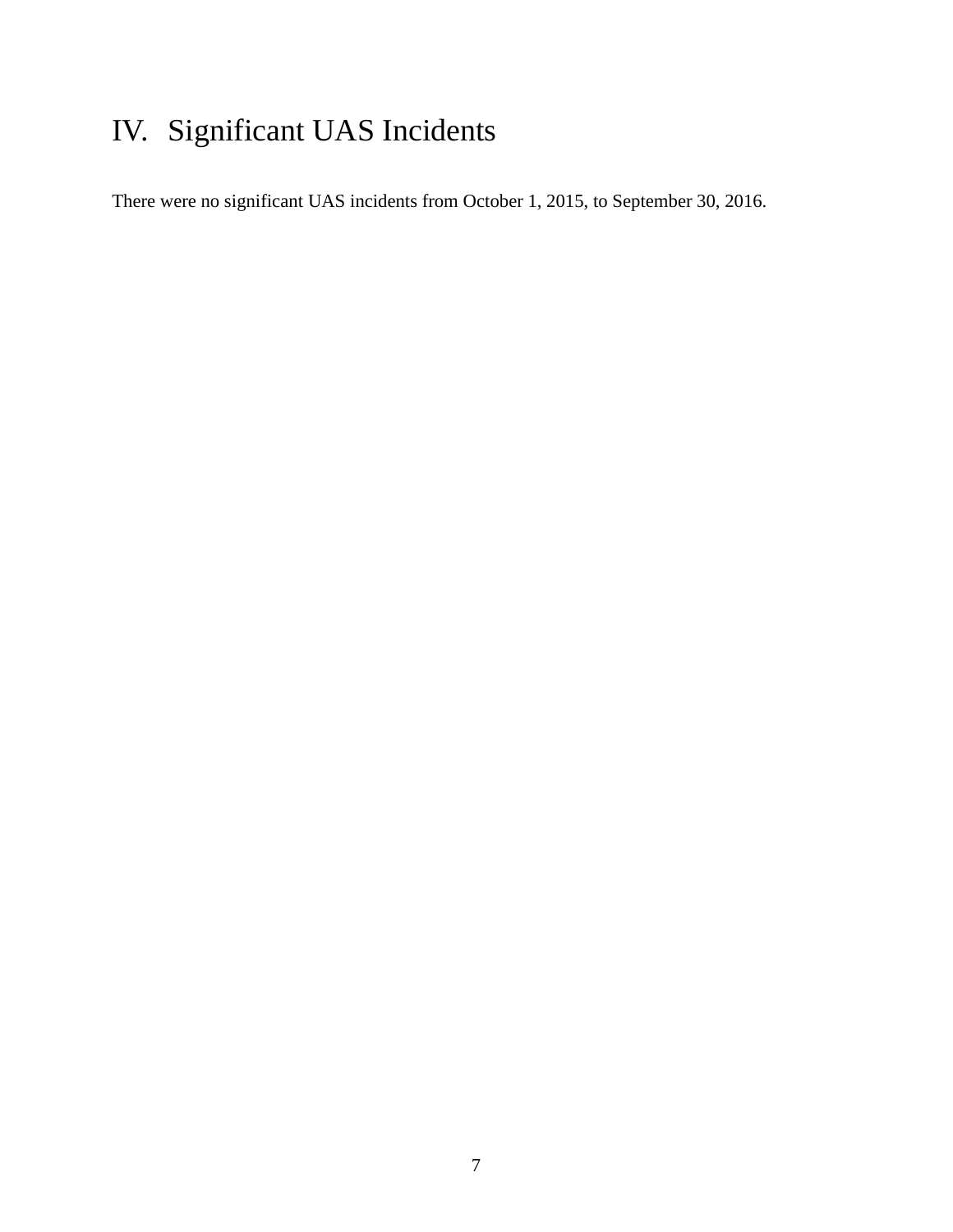# IV. Significant UAS Incidents

There were no significant UAS incidents from October 1, 2015, to September 30, 2016.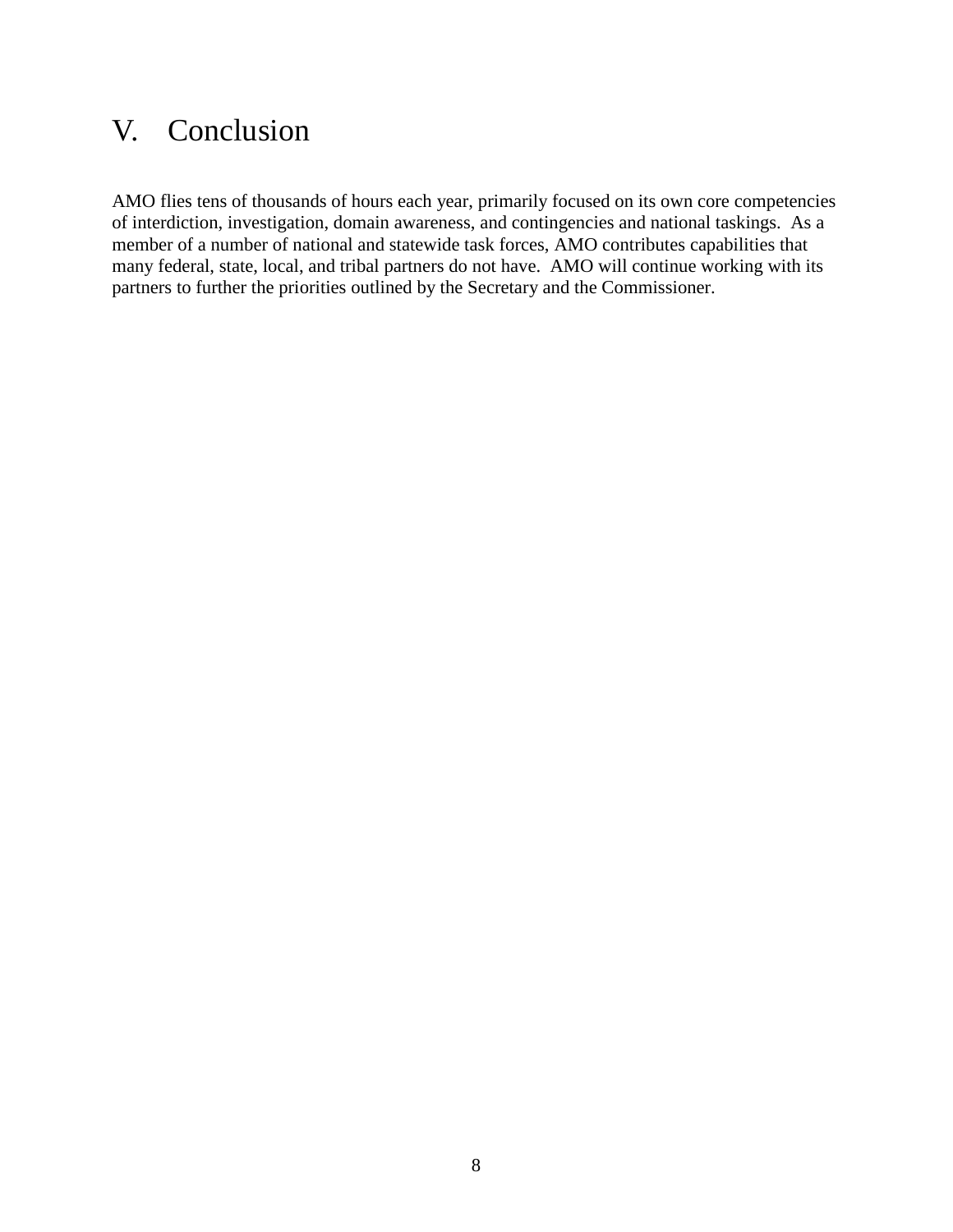# V. Conclusion

AMO flies tens of thousands of hours each year, primarily focused on its own core competencies of interdiction, investigation, domain awareness, and contingencies and national taskings. As a member of a number of national and statewide task forces, AMO contributes capabilities that many federal, state, local, and tribal partners do not have. AMO will continue working with its partners to further the priorities outlined by the Secretary and the Commissioner.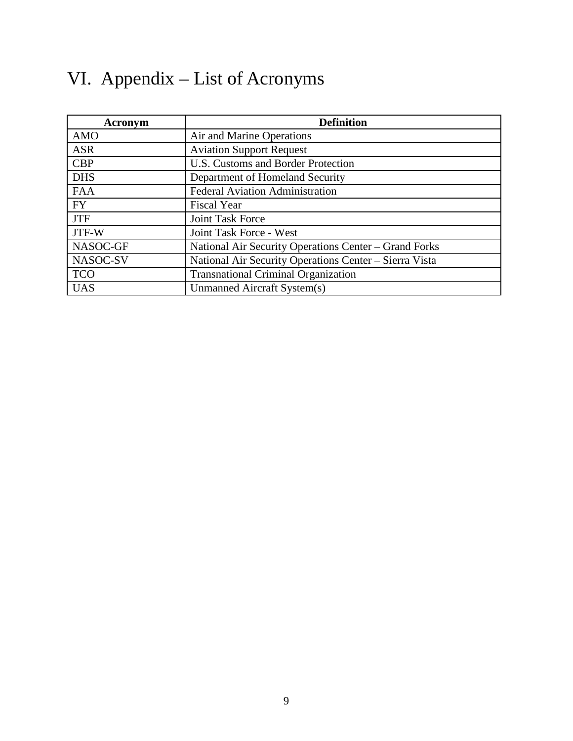# VI. Appendix – List of Acronyms

| Acronym | Definition |
|---|---|
| AMO | Air and Marine Operations |
| ASR | Aviation Support Request |
| CBP | U.S. Customs and Border Protection |
| DHS | Department of Homeland Security |
| FAA | Federal Aviation Administration |
| FY | Fiscal Year |
| JTF | Joint Task Force |
| JTF-W | Joint Task Force - West |
| NASOC-GF | National Air Security Operations Center – Grand Forks |
| NASOC-SV | National Air Security Operations Center – Sierra Vista |
| TCO | Transnational Criminal Organization |
| UAS | Unmanned Aircraft System(s) |